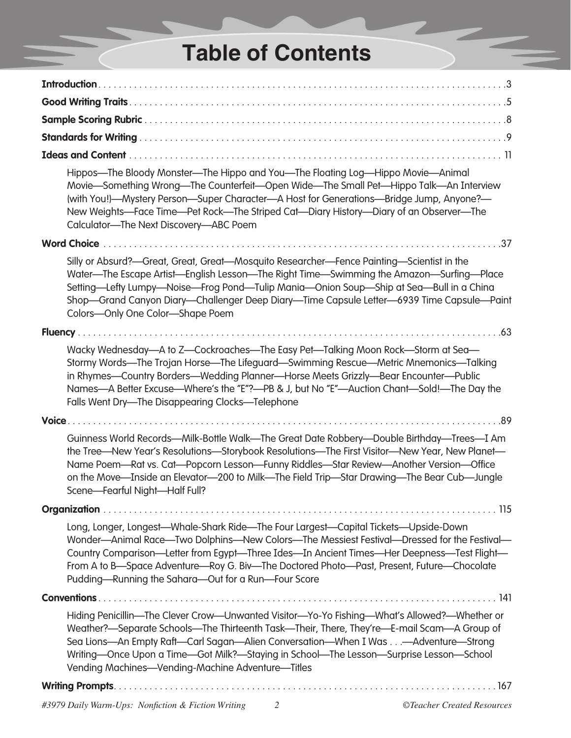# Table of Contents

**Introduction** . . . . . . . . . . . . . . . . . . . . . . . . . . . . . . . . . . . . . . . . . . . . . . . . . . . . . . . . . . . . . . . . . . . . . . . . . . . . . 3

**Good Writing Traits** . . . . . . . . . . . . . . . . . . . . . . . . . . . . . . . . . . . . . . . . . . . . . . . . . . . . . . . . . . . . . . . . . . . 5

**Sample Scoring Rubric** . . . . . . . . . . . . . . . . . . . . . . . . . . . . . . . . . . . . . . . . . . . . . . . . . . . . . . . . . . . . . . . . . 8

**Standards for Writing** . . . . . . . . . . . . . . . . . . . . . . . . . . . . . . . . . . . . . . . . . . . . . . . . . . . . . . . . . . . . . . . . . . 9

**Ideas and Content** . . . . . . . . . . . . . . . . . . . . . . . . . . . . . . . . . . . . . . . . . . . . . . . . . . . . . . . . . . . . . . . . . . . 11

Hippos—The Bloody Monster—The Hippo and You—The Floating Log—Hippo Movie—Animal Movie—Something Wrong—The Counterfeit—Open Wide—The Small Pet—Hippo Talk—An Interview (with You!)—Mystery Person—Super Character—A Host for Generations—Bridge Jump, Anyone?—New Weights—Face Time—Pet Rock—The Striped Cat—Diary History—Diary of an Observer—The Calculator—The Next Discovery—ABC Poem

**Word Choice** . . . . . . . . . . . . . . . . . . . . . . . . . . . . . . . . . . . . . . . . . . . . . . . . . . . . . . . . . . . . . . . . . . . . . . . 37

Silly or Absurd?—Great, Great, Great—Mosquito Researcher—Fence Painting—Scientist in the Water—The Escape Artist—English Lesson—The Right Time—Swimming the Amazon—Surfing—Place Setting—Lefty Lumpy—Noise—Frog Pond—Tulip Mania—Onion Soup—Ship at Sea—Bull in a China Shop—Grand Canyon Diary—Challenger Deep Diary—Time Capsule Letter—6939 Time Capsule—Paint Colors—Only One Color—Shape Poem

**Fluency** . . . . . . . . . . . . . . . . . . . . . . . . . . . . . . . . . . . . . . . . . . . . . . . . . . . . . . . . . . . . . . . . . . . . . . . . . . . 63

Wacky Wednesday—A to Z—Cockroaches—The Easy Pet—Talking Moon Rock—Storm at Sea—Stormy Words—The Trojan Horse—The Lifeguard—Swimming Rescue—Metric Mnemonics—Talking in Rhymes—Country Borders—Wedding Planner—Horse Meets Grizzly—Bear Encounter—Public Names—A Better Excuse—Where's the "E"?—PB & J, but No "E"—Auction Chant—Sold!—The Day the Falls Went Dry—The Disappearing Clocks—Telephone

**Voice** . . . . . . . . . . . . . . . . . . . . . . . . . . . . . . . . . . . . . . . . . . . . . . . . . . . . . . . . . . . . . . . . . . . . . . . . . . . . 89

Guinness World Records—Milk-Bottle Walk—The Great Date Robbery—Double Birthday—Trees—I Am the Tree—New Year's Resolutions—Storybook Resolutions—The First Visitor—New Year, New Planet—Name Poem—Rat vs. Cat—Popcorn Lesson—Funny Riddles—Star Review—Another Version—Office on the Move—Inside an Elevator—200 to Milk—The Field Trip—Star Drawing—The Bear Cub—Jungle Scene—Fearful Night—Half Full?

**Organization** . . . . . . . . . . . . . . . . . . . . . . . . . . . . . . . . . . . . . . . . . . . . . . . . . . . . . . . . . . . . . . . . . . . . . . 115

Long, Longer, Longest—Whale-Shark Ride—The Four Largest—Capital Tickets—Upside-Down Wonder—Animal Race—Two Dolphins—New Colors—The Messiest Festival—Dressed for the Festival—Country Comparison—Letter from Egypt—Three Ides—In Ancient Times—Her Deepness—Test Flight—From A to B—Space Adventure—Roy G. Biv—The Doctored Photo—Past, Present, Future—Chocolate Pudding—Running the Sahara—Out for a Run—Four Score

**Conventions** . . . . . . . . . . . . . . . . . . . . . . . . . . . . . . . . . . . . . . . . . . . . . . . . . . . . . . . . . . . . . . . . . . . . . . 141

Hiding Penicillin—The Clever Crow—Unwanted Visitor—Yo-Yo Fishing—What's Allowed?—Whether or Weather?—Separate Schools—The Thirteenth Task—Their, There, They're—E-mail Scam—A Group of Sea Lions—An Empty Raft—Carl Sagan—Alien Conversation—When I Was . . .—Adventure—Strong Writing—Once Upon a Time—Got Milk?—Staying in School—The Lesson—Surprise Lesson—School Vending Machines—Vending-Machine Adventure—Titles

**Writing Prompts** . . . . . . . . . . . . . . . . . . . . . . . . . . . . . . . . . . . . . . . . . . . . . . . . . . . . . . . . . . . . . . . . . . . 167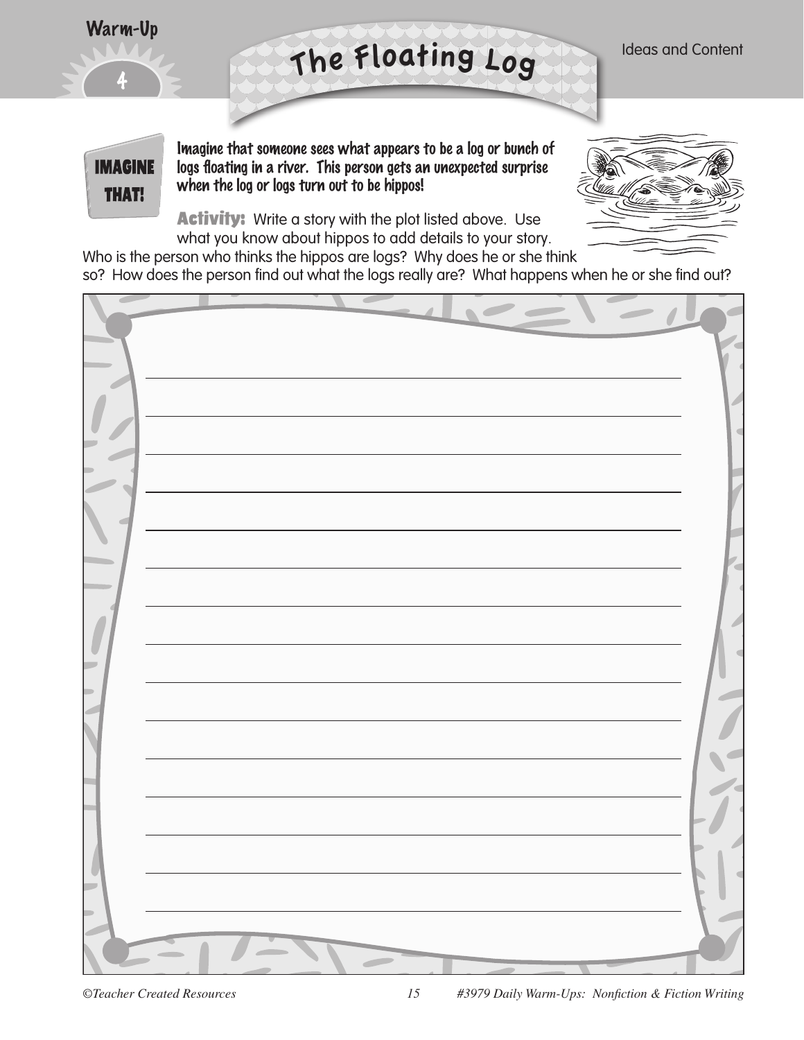Warm-Up 4

# The Floating Log

Ideas and Content

**IMAGINE THAT!**

Imagine that someone sees what appears to be a log or bunch of logs floating in a river. This person gets an unexpected surprise when the log or logs turn out to be hippos!

**Activity:** Write a story with the plot listed above. Use what you know about hippos to add details to your story. Who is the person who thinks the hippos are logs? Why does he or she think so? How does the person find out what the logs really are? What happens when he or she find out?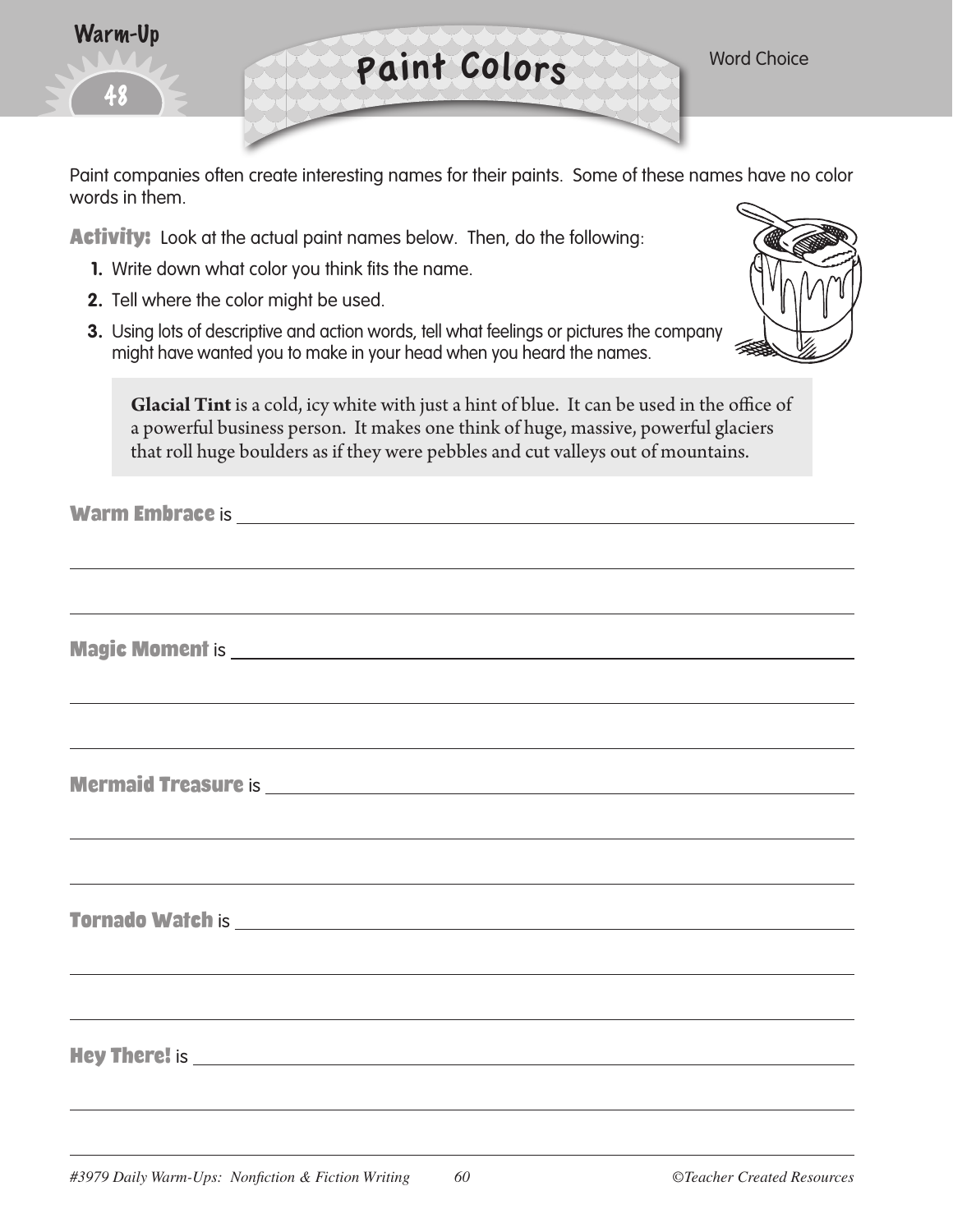Warm-Up 48

# Paint Colors

Word Choice

Paint companies often create interesting names for their paints. Some of these names have no color words in them.

**Activity:** Look at the actual paint names below. Then, do the following:

1. Write down what color you think fits the name.
2. Tell where the color might be used.
3. Using lots of descriptive and action words, tell what feelings or pictures the company might have wanted you to make in your head when you heard the names.

> **Glacial Tint** is a cold, icy white with just a hint of blue. It can be used in the office of a powerful business person. It makes one think of huge, massive, powerful glaciers that roll huge boulders as if they were pebbles and cut valleys out of mountains.

**Warm Embrace** is ______________________________________________

______________________________________________

______________________________________________

**Magic Moment** is ______________________________________________

______________________________________________

______________________________________________

**Mermaid Treasure** is ______________________________________________

______________________________________________

______________________________________________

**Tornado Watch** is ______________________________________________

______________________________________________

______________________________________________

**Hey There!** is ______________________________________________

______________________________________________

______________________________________________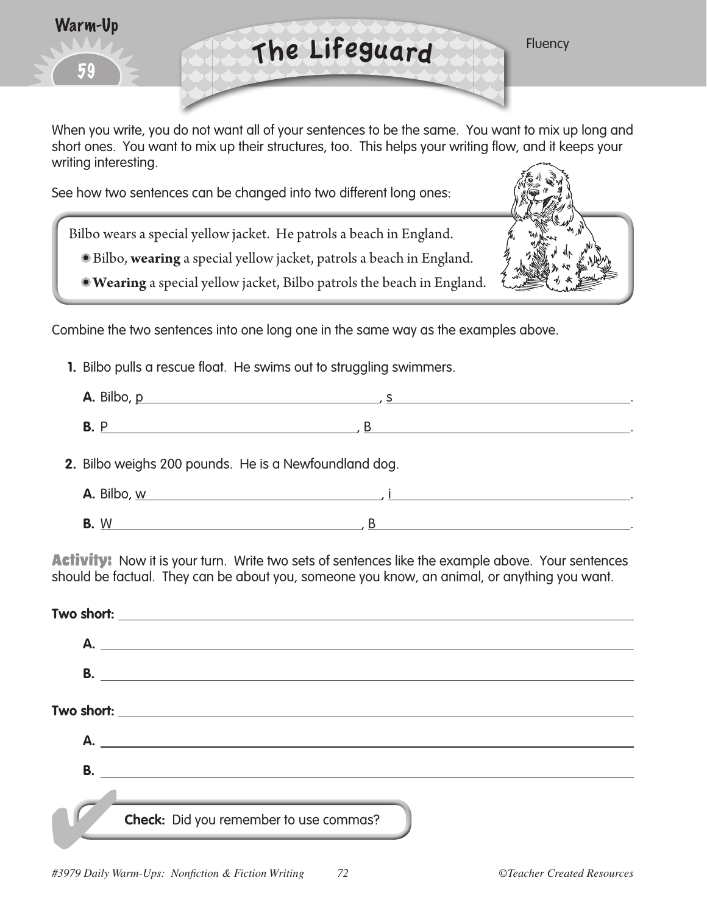Warm-Up 59

# The Lifeguard

Fluency

When you write, you do not want all of your sentences to be the same. You want to mix up long and short ones. You want to mix up their structures, too. This helps your writing flow, and it keeps your writing interesting.

See how two sentences can be changed into two different long ones:

> Bilbo wears a special yellow jacket. He patrols a beach in England.
> - Bilbo, **wearing** a special yellow jacket, patrols a beach in England.
> - **Wearing** a special yellow jacket, Bilbo patrols the beach in England.

Combine the two sentences into one long one in the same way as the examples above.

1. Bilbo pulls a rescue float. He swims out to struggling swimmers.

   **A.** Bilbo, p______________________________, s______________________________.

   **B.** P______________________________, B______________________________.

2. Bilbo weighs 200 pounds. He is a Newfoundland dog.

   **A.** Bilbo, w______________________________, i______________________________.

   **B.** W______________________________, B______________________________.

**Activity:** Now it is your turn. Write two sets of sentences like the example above. Your sentences should be factual. They can be about you, someone you know, an animal, or anything you want.

**Two short:** ____________________________________________

**A.** ____________________________________________

**B.** ____________________________________________

**Two short:** ____________________________________________

**A.** ____________________________________________

**B.** ____________________________________________

**Check:** Did you remember to use commas?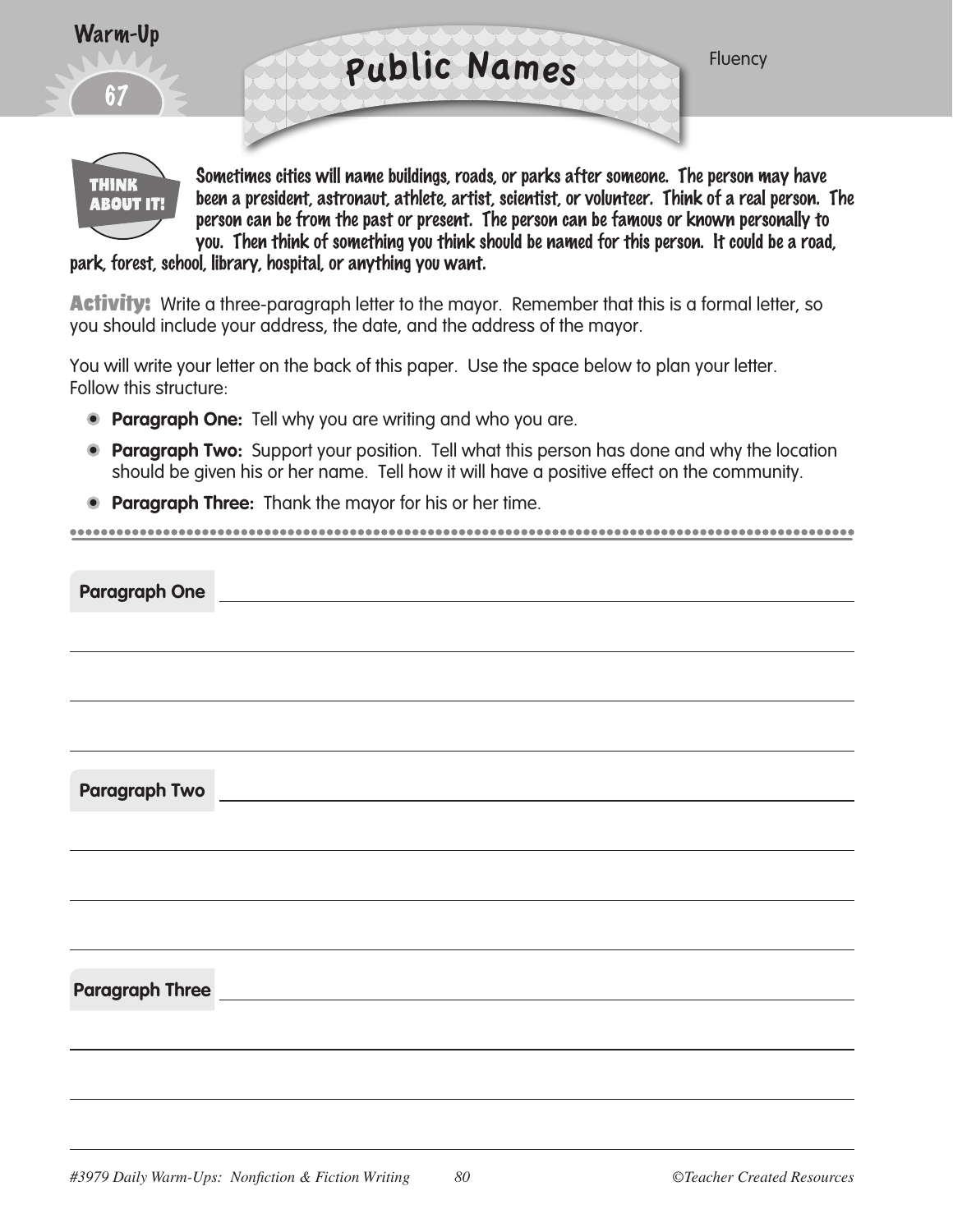Warm-Up 67

# Public Names

Fluency

**THINK ABOUT IT!** Sometimes cities will name buildings, roads, or parks after someone. The person may have been a president, astronaut, athlete, artist, scientist, or volunteer. Think of a real person. The person can be from the past or present. The person can be famous or known personally to you. Then think of something you think should be named for this person. It could be a road, park, forest, school, library, hospital, or anything you want.

**Activity:** Write a three-paragraph letter to the mayor. Remember that this is a formal letter, so you should include your address, the date, and the address of the mayor.

You will write your letter on the back of this paper. Use the space below to plan your letter. Follow this structure:

- **Paragraph One:** Tell why you are writing and who you are.
- **Paragraph Two:** Support your position. Tell what this person has done and why the location should be given his or her name. Tell how it will have a positive effect on the community.
- **Paragraph Three:** Thank the mayor for his or her time.

---

**Paragraph One** ______________________________________________

______________________________________________

______________________________________________

______________________________________________

**Paragraph Two** ______________________________________________

______________________________________________

______________________________________________

______________________________________________

**Paragraph Three** ______________________________________________

______________________________________________

______________________________________________

______________________________________________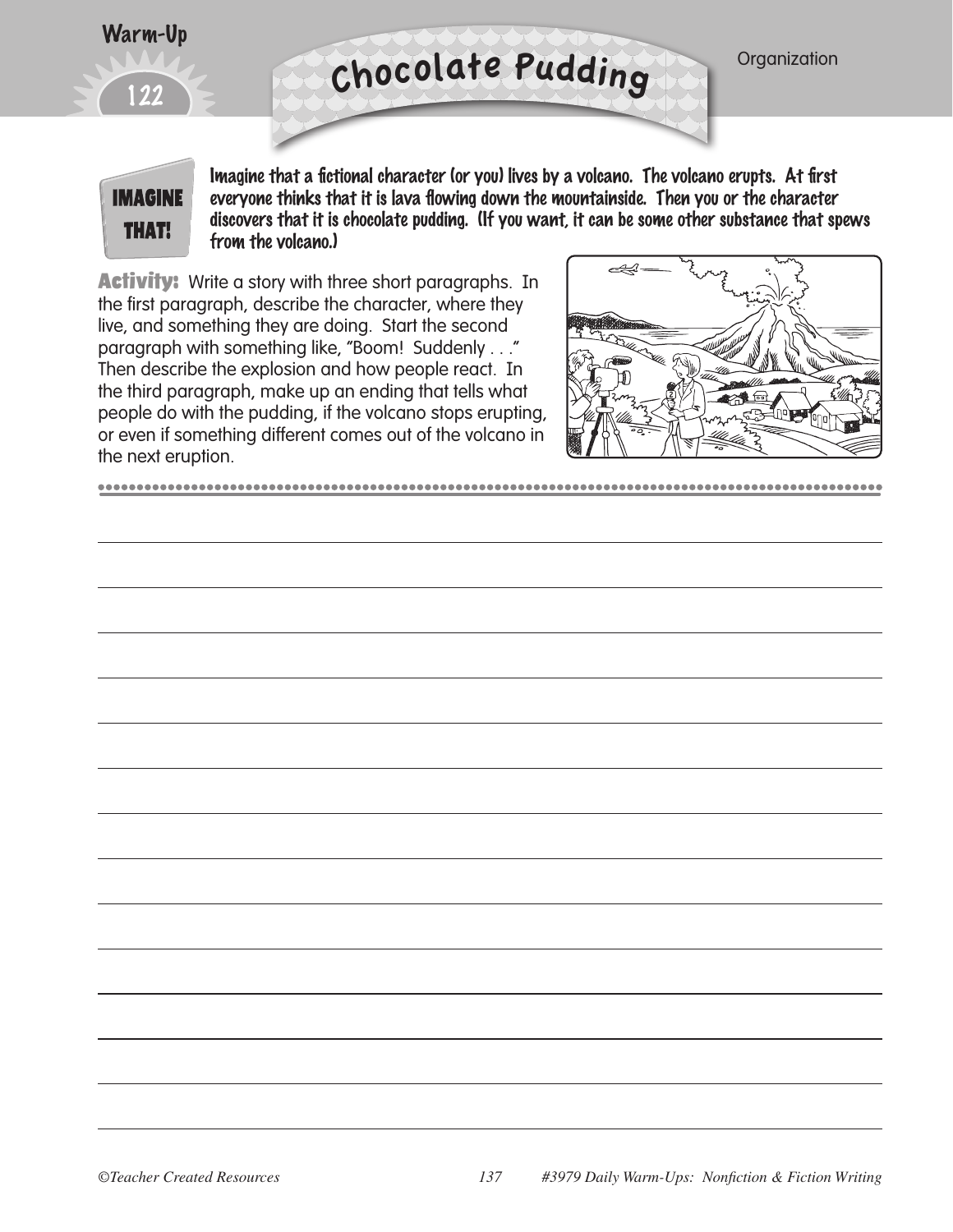Warm-Up

122

# Chocolate Pudding

Organization

**IMAGINE THAT!**

Imagine that a fictional character (or you) lives by a volcano. The volcano erupts. At first everyone thinks that it is lava flowing down the mountainside. Then you or the character discovers that it is chocolate pudding. (If you want, it can be some other substance that spews from the volcano.)

**Activity:** Write a story with three short paragraphs. In the first paragraph, describe the character, where they live, and something they are doing. Start the second paragraph with something like, "Boom! Suddenly . . ." Then describe the explosion and how people react. In the third paragraph, make up an ending that tells what people do with the pudding, if the volcano stops erupting, or even if something different comes out of the volcano in the next eruption.